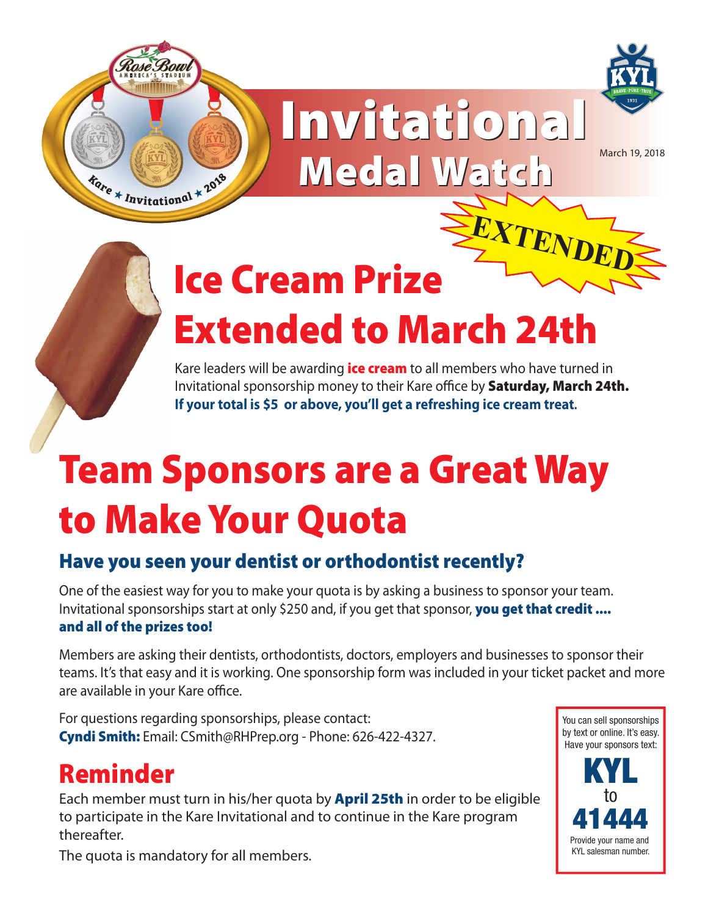# Invitational Medal Watch

March 19, 2018

EXTENDED

# Ice Cream Prize Extended to March 24th

Kare leaders will be awarding **ice cream** to all members who have turned in Invitational sponsorship money to their Kare office by **Saturday, March 24th.**
**If your total is $5 or above, you'll get a refreshing ice cream treat.**

# Team Sponsors are a Great Way to Make Your Quota

## Have you seen your dentist or orthodontist recently?

One of the easiest way for you to make your quota is by asking a business to sponsor your team. Invitational sponsorships start at only $250 and, if you get that sponsor, **you get that credit .... and all of the prizes too!**

Members are asking their dentists, orthodontists, doctors, employers and businesses to sponsor their teams. It's that easy and it is working. One sponsorship form was included in your ticket packet and more are available in your Kare office.

For questions regarding sponsorships, please contact:
**Cyndi Smith:** Email: CSmith@RHPrep.org - Phone: 626-422-4327.

## Reminder

Each member must turn in his/her quota by **April 25th** in order to be eligible to participate in the Kare Invitational and to continue in the Kare program thereafter.

The quota is mandatory for all members.

You can sell sponsorships by text or online. It's easy. Have your sponsors text:

**KYL**
to
**41444**

Provide your name and KYL salesman number.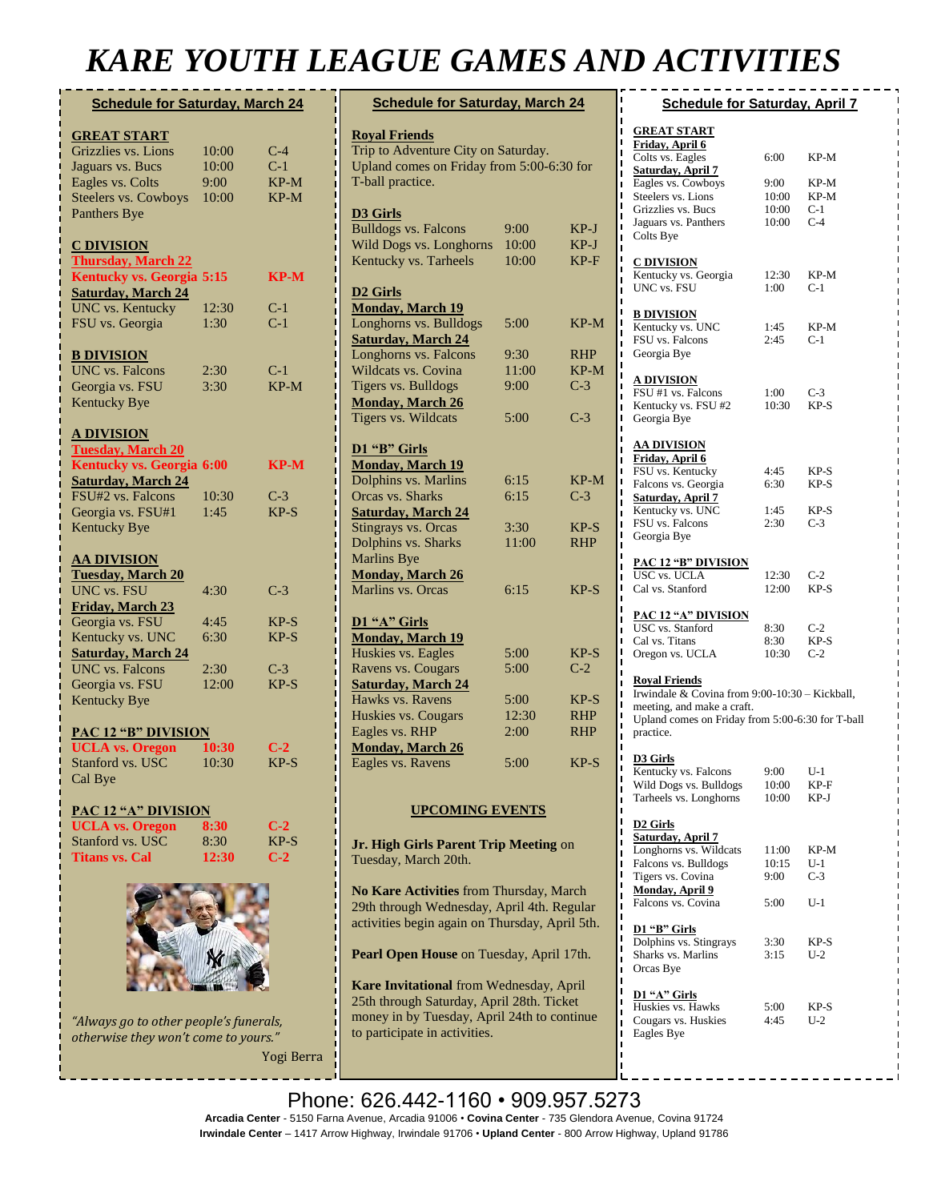# KARE YOUTH LEAGUE GAMES AND ACTIVITIES

## Schedule for Saturday, March 24

**GREAT START**

| | | |
|---|---|---|
| Grizzlies vs. Lions | 10:00 | C-4 |
| Jaguars vs. Bucs | 10:00 | C-1 |
| Eagles vs. Colts | 9:00 | KP-M |
| Steelers vs. Cowboys | 10:00 | KP-M |
| Panthers Bye | | |

**C DIVISION**

**Thursday, March 22**

| | | |
|---|---|---|
| **Kentucky vs. Georgia** | **5:15** | **KP-M** |

**Saturday, March 24**

| | | |
|---|---|---|
| UNC vs. Kentucky | 12:30 | C-1 |
| FSU vs. Georgia | 1:30 | C-1 |

**B DIVISION**

| | | |
|---|---|---|
| UNC vs. Falcons | 2:30 | C-1 |
| Georgia vs. FSU | 3:30 | KP-M |
| Kentucky Bye | | |

**A DIVISION**

**Tuesday, March 20**

| | | |
|---|---|---|
| **Kentucky vs. Georgia** | **6:00** | **KP-M** |

**Saturday, March 24**

| | | |
|---|---|---|
| FSU#2 vs. Falcons | 10:30 | C-3 |
| Georgia vs. FSU#1 | 1:45 | KP-S |
| Kentucky Bye | | |

**AA DIVISION**

**Tuesday, March 20**

| | | |
|---|---|---|
| UNC vs. FSU | 4:30 | C-3 |

**Friday, March 23**

| | | |
|---|---|---|
| Georgia vs. FSU | 4:45 | KP-S |
| Kentucky vs. UNC | 6:30 | KP-S |

**Saturday, March 24**

| | | |
|---|---|---|
| UNC vs. Falcons | 2:30 | C-3 |
| Georgia vs. FSU | 12:00 | KP-S |
| Kentucky Bye | | |

**PAC 12 "B" DIVISION**

| | | |
|---|---|---|
| **UCLA vs. Oregon** | **10:30** | **C-2** |
| Stanford vs. USC | 10:30 | KP-S |
| Cal Bye | | |

**PAC 12 "A" DIVISION**

| | | |
|---|---|---|
| **UCLA vs. Oregon** | **8:30** | **C-2** |
| Stanford vs. USC | 8:30 | KP-S |
| **Titans vs. Cal** | **12:30** | **C-2** |

*"Always go to other people's funerals, otherwise they won't come to yours."*

Yogi Berra

## Schedule for Saturday, March 24

**Royal Friends**

Trip to Adventure City on Saturday. Upland comes on Friday from 5:00-6:30 for T-ball practice.

**D3 Girls**

| | | |
|---|---|---|
| Bulldogs vs. Falcons | 9:00 | KP-J |
| Wild Dogs vs. Longhorns | 10:00 | KP-J |
| Kentucky vs. Tarheels | 10:00 | KP-F |

**D2 Girls**

**Monday, March 19**

| | | |
|---|---|---|
| Longhorns vs. Bulldogs | 5:00 | KP-M |

**Saturday, March 24**

| | | |
|---|---|---|
| Longhorns vs. Falcons | 9:30 | RHP |
| Wildcats vs. Covina | 11:00 | KP-M |
| Tigers vs. Bulldogs | 9:00 | C-3 |

**Monday, March 26**

| | | |
|---|---|---|
| Tigers vs. Wildcats | 5:00 | C-3 |

**D1 "B" Girls**

**Monday, March 19**

| | | |
|---|---|---|
| Dolphins vs. Marlins | 6:15 | KP-M |
| Orcas vs. Sharks | 6:15 | C-3 |

**Saturday, March 24**

| | | |
|---|---|---|
| Stingrays vs. Orcas | 3:30 | KP-S |
| Dolphins vs. Sharks | 11:00 | RHP |
| Marlins Bye | | |

**Monday, March 26**

| | | |
|---|---|---|
| Marlins vs. Orcas | 6:15 | KP-S |

**D1 "A" Girls**

**Monday, March 19**

| | | |
|---|---|---|
| Huskies vs. Eagles | 5:00 | KP-S |
| Ravens vs. Cougars | 5:00 | C-2 |

**Saturday, March 24**

| | | |
|---|---|---|
| Hawks vs. Ravens | 5:00 | KP-S |
| Huskies vs. Cougars | 12:30 | RHP |
| Eagles vs. RHP | 2:00 | RHP |

**Monday, March 26**

| | | |
|---|---|---|
| Eagles vs. Ravens | 5:00 | KP-S |

### UPCOMING EVENTS

**Jr. High Girls Parent Trip Meeting** on Tuesday, March 20th.

**No Kare Activities** from Thursday, March 29th through Wednesday, April 4th. Regular activities begin again on Thursday, April 5th.

**Pearl Open House** on Tuesday, April 17th.

**Kare Invitational** from Wednesday, April 25th through Saturday, April 28th. Ticket money in by Tuesday, April 24th to continue to participate in activities.

## Schedule for Saturday, April 7

**GREAT START**

**Friday, April 6**

| | | |
|---|---|---|
| Colts vs. Eagles | 6:00 | KP-M |

**Saturday, April 7**

| | | |
|---|---|---|
| Eagles vs. Cowboys | 9:00 | KP-M |
| Steelers vs. Lions | 10:00 | KP-M |
| Grizzlies vs. Bucs | 10:00 | C-1 |
| Jaguars vs. Panthers | 10:00 | C-4 |
| Colts Bye | | |

**C DIVISION**

| | | |
|---|---|---|
| Kentucky vs. Georgia | 12:30 | KP-M |
| UNC vs. FSU | 1:00 | C-1 |

**B DIVISION**

| | | |
|---|---|---|
| Kentucky vs. UNC | 1:45 | KP-M |
| FSU vs. Falcons | 2:45 | C-1 |
| Georgia Bye | | |

**A DIVISION**

| | | |
|---|---|---|
| FSU #1 vs. Falcons | 1:00 | C-3 |
| Kentucky vs. FSU #2 | 10:30 | KP-S |
| Georgia Bye | | |

**AA DIVISION**

**Friday, April 6**

| | | |
|---|---|---|
| FSU vs. Kentucky | 4:45 | KP-S |
| Falcons vs. Georgia | 6:30 | KP-S |

**Saturday, April 7**

| | | |
|---|---|---|
| Kentucky vs. UNC | 1:45 | KP-S |
| FSU vs. Falcons | 2:30 | C-3 |
| Georgia Bye | | |

**PAC 12 "B" DIVISION**

| | | |
|---|---|---|
| USC vs. UCLA | 12:30 | C-2 |
| Cal vs. Stanford | 12:00 | KP-S |

**PAC 12 "A" DIVISION**

| | | |
|---|---|---|
| USC vs. Stanford | 8:30 | C-2 |
| Cal vs. Titans | 8:30 | KP-S |
| Oregon vs. UCLA | 10:30 | C-2 |

**Royal Friends**

Irwindale & Covina from 9:00-10:30 – Kickball, meeting, and make a craft.
Upland comes on Friday from 5:00-6:30 for T-ball practice.

**D3 Girls**

| | | |
|---|---|---|
| Kentucky vs. Falcons | 9:00 | U-1 |
| Wild Dogs vs. Bulldogs | 10:00 | KP-F |
| Tarheels vs. Longhorns | 10:00 | KP-J |

**D2 Girls**

**Saturday, April 7**

| | | |
|---|---|---|
| Longhorns vs. Wildcats | 11:00 | KP-M |
| Falcons vs. Bulldogs | 10:15 | U-1 |
| Tigers vs. Covina | 9:00 | C-3 |

**Monday, April 9**

| | | |
|---|---|---|
| Falcons vs. Covina | 5:00 | U-1 |

**D1 "B" Girls**

| | | |
|---|---|---|
| Dolphins vs. Stingrays | 3:30 | KP-S |
| Sharks vs. Marlins | 3:15 | U-2 |
| Orcas Bye | | |

**D1 "A" Girls**

| | | |
|---|---|---|
| Huskies vs. Hawks | 5:00 | KP-S |
| Cougars vs. Huskies | 4:45 | U-2 |
| Eagles Bye | | |

Phone: 626.442-1160 • 909.957.5273

**Arcadia Center** - 5150 Farna Avenue, Arcadia 91006 • **Covina Center** - 735 Glendora Avenue, Covina 91724
**Irwindale Center** – 1417 Arrow Highway, Irwindale 91706 • **Upland Center** - 800 Arrow Highway, Upland 91786